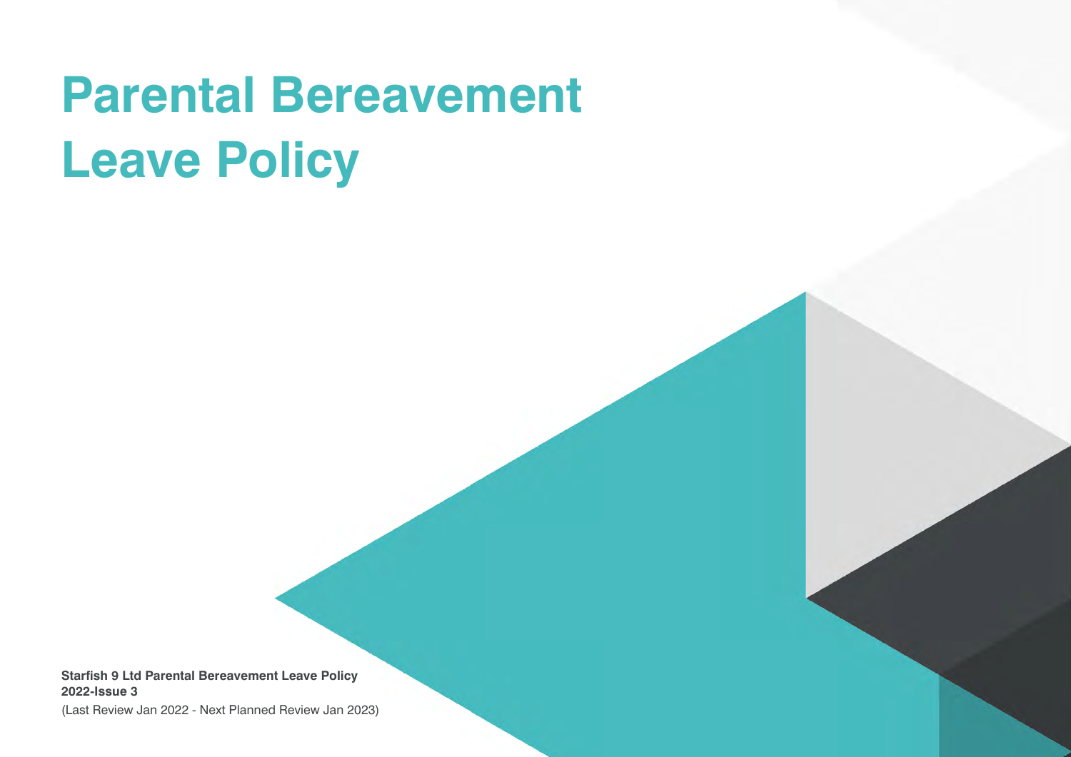# Parental Bereavement Leave Policy

**Starfish 9 Ltd Parental Bereavement Leave Policy**
**2022-Issue 3**
(Last Review Jan 2022 - Next Planned Review Jan 2023)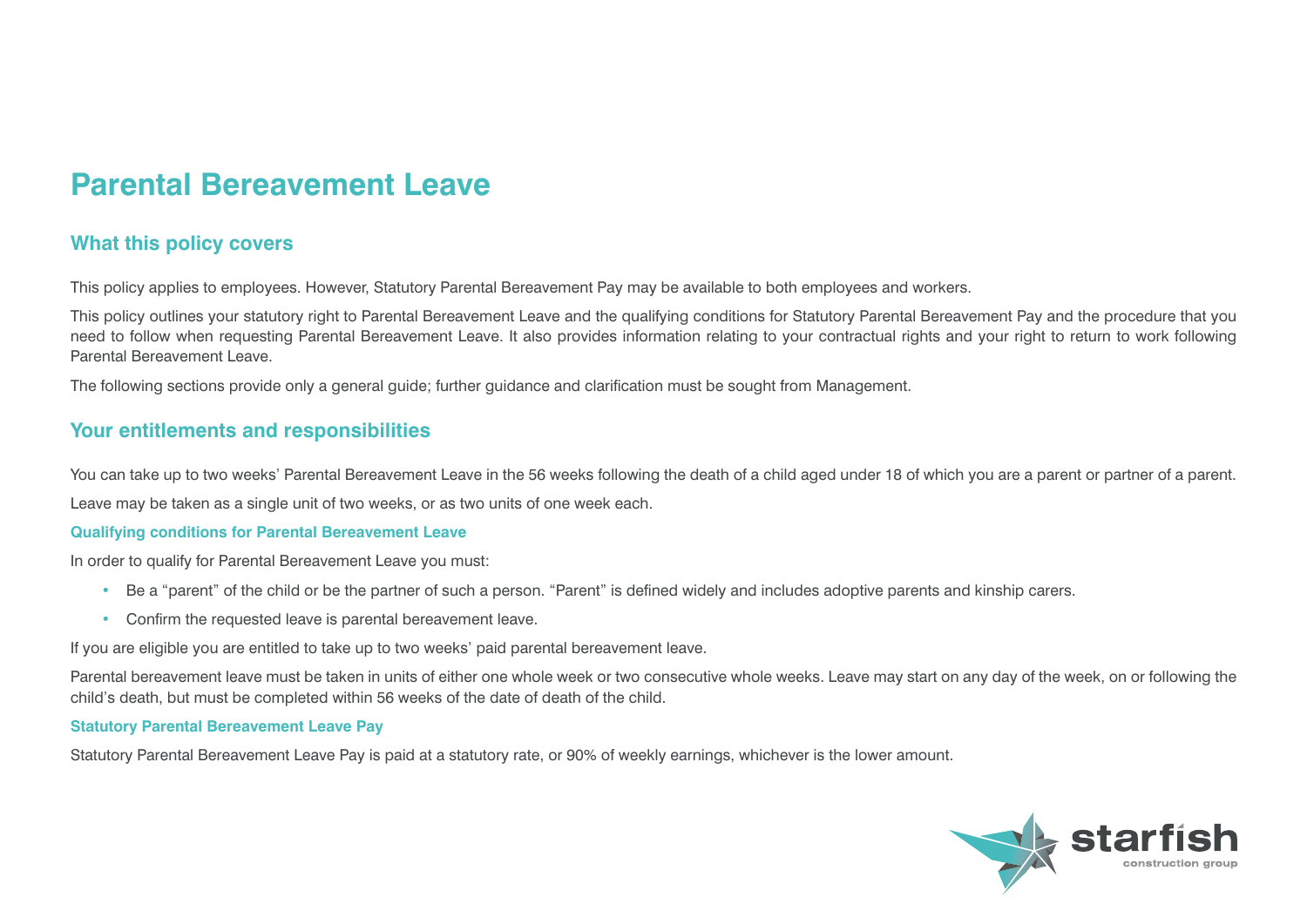# Parental Bereavement Leave

## What this policy covers

This policy applies to employees. However, Statutory Parental Bereavement Pay may be available to both employees and workers.

This policy outlines your statutory right to Parental Bereavement Leave and the qualifying conditions for Statutory Parental Bereavement Pay and the procedure that you need to follow when requesting Parental Bereavement Leave. It also provides information relating to your contractual rights and your right to return to work following Parental Bereavement Leave.

The following sections provide only a general guide; further guidance and clarification must be sought from Management.

## Your entitlements and responsibilities

You can take up to two weeks' Parental Bereavement Leave in the 56 weeks following the death of a child aged under 18 of which you are a parent or partner of a parent.

Leave may be taken as a single unit of two weeks, or as two units of one week each.

### Qualifying conditions for Parental Bereavement Leave

In order to qualify for Parental Bereavement Leave you must:

- Be a "parent" of the child or be the partner of such a person. "Parent" is defined widely and includes adoptive parents and kinship carers.
- Confirm the requested leave is parental bereavement leave.

If you are eligible you are entitled to take up to two weeks' paid parental bereavement leave.

Parental bereavement leave must be taken in units of either one whole week or two consecutive whole weeks. Leave may start on any day of the week, on or following the child's death, but must be completed within 56 weeks of the date of death of the child.

### Statutory Parental Bereavement Leave Pay

Statutory Parental Bereavement Leave Pay is paid at a statutory rate, or 90% of weekly earnings, whichever is the lower amount.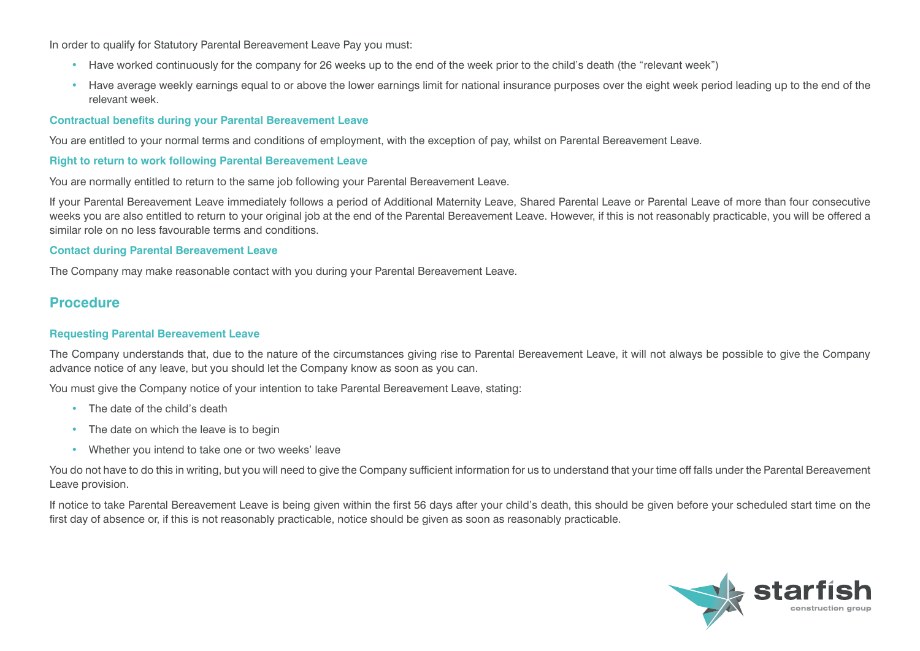In order to qualify for Statutory Parental Bereavement Leave Pay you must:

- Have worked continuously for the company for 26 weeks up to the end of the week prior to the child's death (the "relevant week")
- Have average weekly earnings equal to or above the lower earnings limit for national insurance purposes over the eight week period leading up to the end of the relevant week.

### Contractual benefits during your Parental Bereavement Leave

You are entitled to your normal terms and conditions of employment, with the exception of pay, whilst on Parental Bereavement Leave.

### Right to return to work following Parental Bereavement Leave

You are normally entitled to return to the same job following your Parental Bereavement Leave.

If your Parental Bereavement Leave immediately follows a period of Additional Maternity Leave, Shared Parental Leave or Parental Leave of more than four consecutive weeks you are also entitled to return to your original job at the end of the Parental Bereavement Leave. However, if this is not reasonably practicable, you will be offered a similar role on no less favourable terms and conditions.

### Contact during Parental Bereavement Leave

The Company may make reasonable contact with you during your Parental Bereavement Leave.

## Procedure

### Requesting Parental Bereavement Leave

The Company understands that, due to the nature of the circumstances giving rise to Parental Bereavement Leave, it will not always be possible to give the Company advance notice of any leave, but you should let the Company know as soon as you can.

You must give the Company notice of your intention to take Parental Bereavement Leave, stating:

- The date of the child's death
- The date on which the leave is to begin
- Whether you intend to take one or two weeks' leave

You do not have to do this in writing, but you will need to give the Company sufficient information for us to understand that your time off falls under the Parental Bereavement Leave provision.

If notice to take Parental Bereavement Leave is being given within the first 56 days after your child's death, this should be given before your scheduled start time on the first day of absence or, if this is not reasonably practicable, notice should be given as soon as reasonably practicable.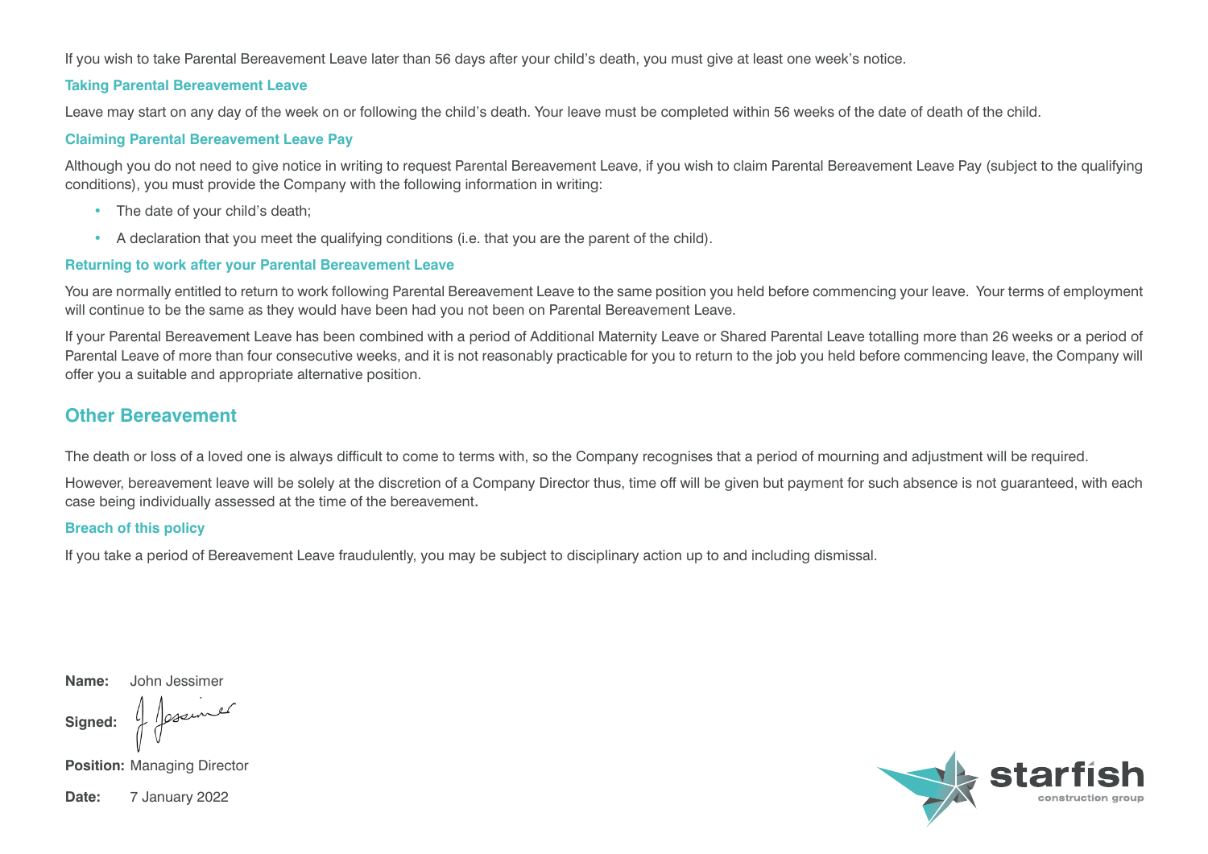If you wish to take Parental Bereavement Leave later than 56 days after your child's death, you must give at least one week's notice.

### Taking Parental Bereavement Leave

Leave may start on any day of the week on or following the child's death. Your leave must be completed within 56 weeks of the date of death of the child.

### Claiming Parental Bereavement Leave Pay

Although you do not need to give notice in writing to request Parental Bereavement Leave, if you wish to claim Parental Bereavement Leave Pay (subject to the qualifying conditions), you must provide the Company with the following information in writing:

- The date of your child's death;
- A declaration that you meet the qualifying conditions (i.e. that you are the parent of the child).

### Returning to work after your Parental Bereavement Leave

You are normally entitled to return to work following Parental Bereavement Leave to the same position you held before commencing your leave. Your terms of employment will continue to be the same as they would have been had you not been on Parental Bereavement Leave.

If your Parental Bereavement Leave has been combined with a period of Additional Maternity Leave or Shared Parental Leave totalling more than 26 weeks or a period of Parental Leave of more than four consecutive weeks, and it is not reasonably practicable for you to return to the job you held before commencing leave, the Company will offer you a suitable and appropriate alternative position.

## Other Bereavement

The death or loss of a loved one is always difficult to come to terms with, so the Company recognises that a period of mourning and adjustment will be required.

However, bereavement leave will be solely at the discretion of a Company Director thus, time off will be given but payment for such absence is not guaranteed, with each case being individually assessed at the time of the bereavement.

### Breach of this policy

If you take a period of Bereavement Leave fraudulently, you may be subject to disciplinary action up to and including dismissal.

**Name:** John Jessimer

**Signed:** J Jessimer

**Position:** Managing Director

**Date:** 7 January 2022

starfish construction group